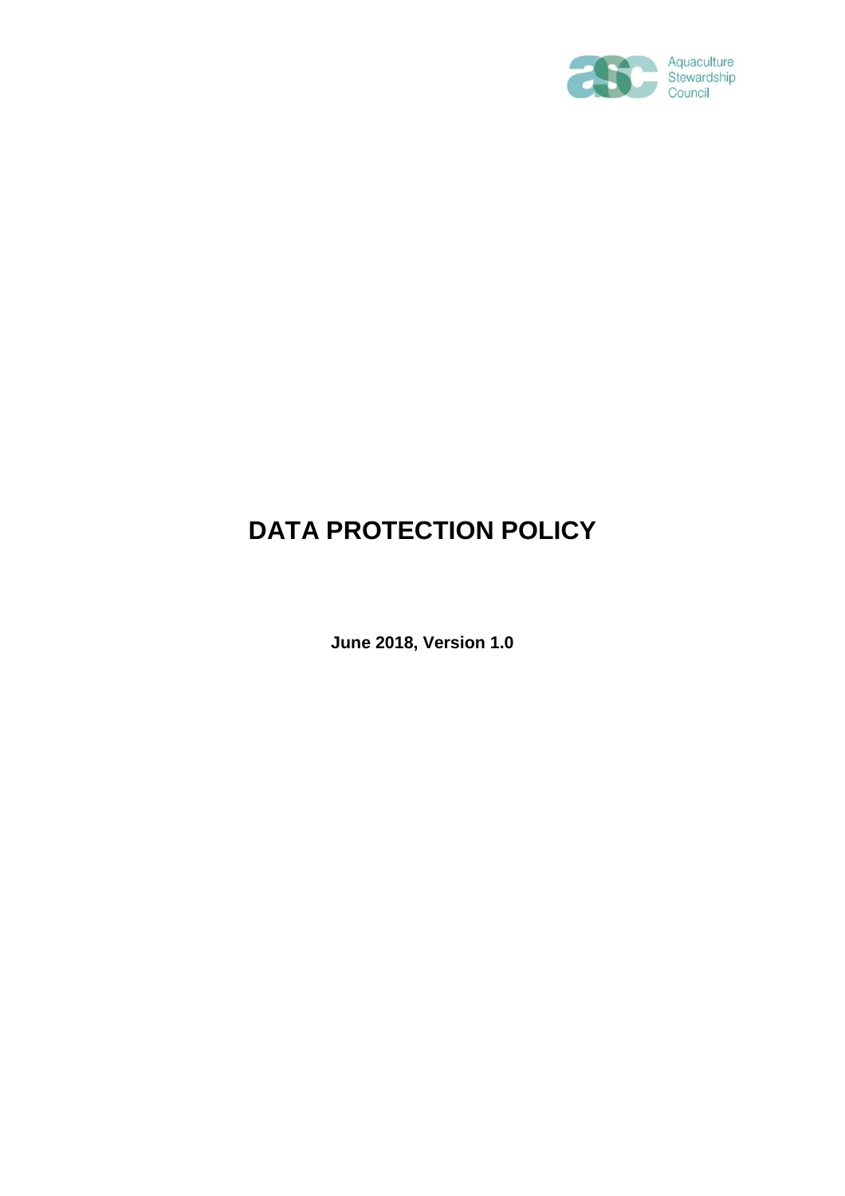Aquaculture Stewardship Council

# DATA PROTECTION POLICY

**June 2018, Version 1.0**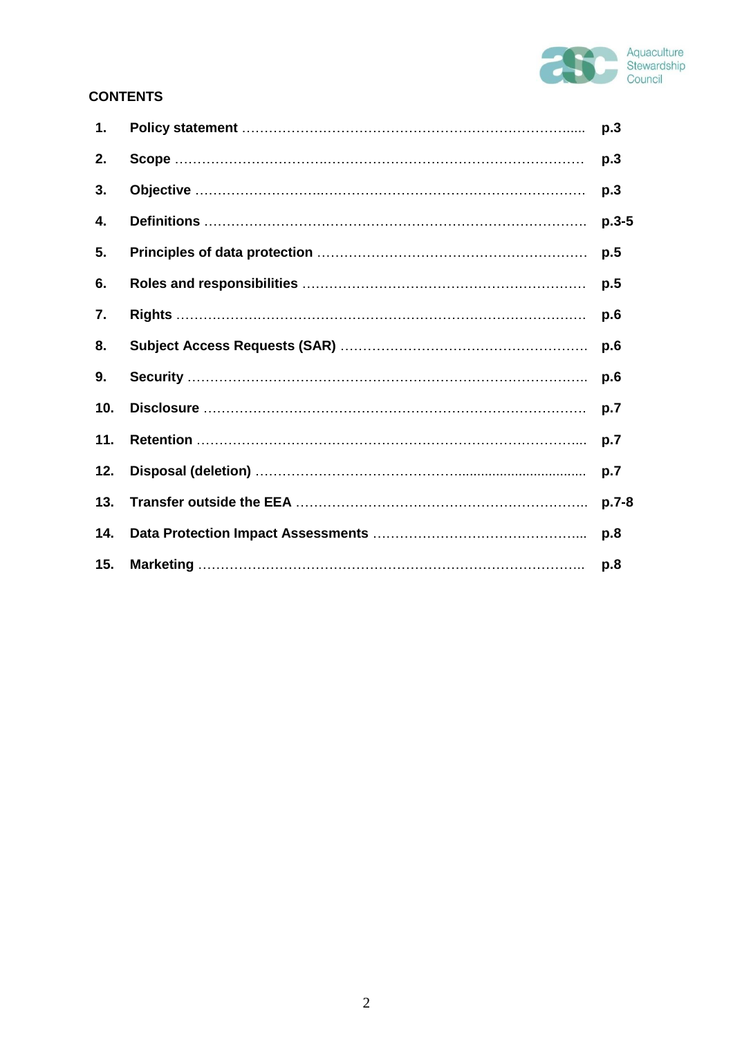## CONTENTS

| | | |
|---|---|---|
| **1.** | **Policy statement** | **p.3** |
| **2.** | **Scope** | **p.3** |
| **3.** | **Objective** | **p.3** |
| **4.** | **Definitions** | **p.3-5** |
| **5.** | **Principles of data protection** | **p.5** |
| **6.** | **Roles and responsibilities** | **p.5** |
| **7.** | **Rights** | **p.6** |
| **8.** | **Subject Access Requests (SAR)** | **p.6** |
| **9.** | **Security** | **p.6** |
| **10.** | **Disclosure** | **p.7** |
| **11.** | **Retention** | **p.7** |
| **12.** | **Disposal (deletion)** | **p.7** |
| **13.** | **Transfer outside the EEA** | **p.7-8** |
| **14.** | **Data Protection Impact Assessments** | **p.8** |
| **15.** | **Marketing** | **p.8** |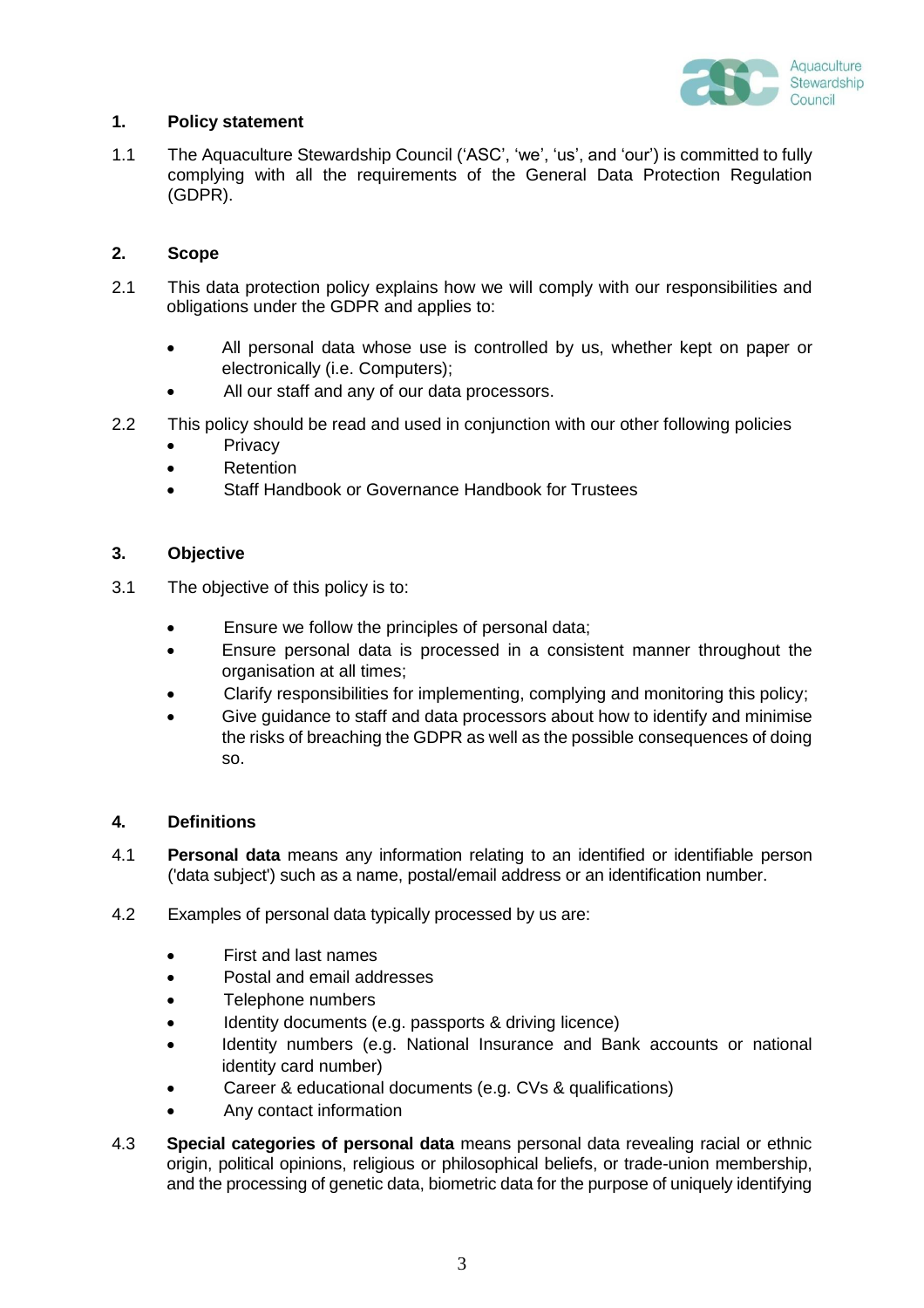## 1. Policy statement

1.1 The Aquaculture Stewardship Council ('ASC', 'we', 'us', and 'our') is committed to fully complying with all the requirements of the General Data Protection Regulation (GDPR).

## 2. Scope

2.1 This data protection policy explains how we will comply with our responsibilities and obligations under the GDPR and applies to:

- All personal data whose use is controlled by us, whether kept on paper or electronically (i.e. Computers);
- All our staff and any of our data processors.

2.2 This policy should be read and used in conjunction with our other following policies

- Privacy
- Retention
- Staff Handbook or Governance Handbook for Trustees

## 3. Objective

3.1 The objective of this policy is to:

- Ensure we follow the principles of personal data;
- Ensure personal data is processed in a consistent manner throughout the organisation at all times;
- Clarify responsibilities for implementing, complying and monitoring this policy;
- Give guidance to staff and data processors about how to identify and minimise the risks of breaching the GDPR as well as the possible consequences of doing so.

## 4. Definitions

4.1 **Personal data** means any information relating to an identified or identifiable person ('data subject') such as a name, postal/email address or an identification number.

4.2 Examples of personal data typically processed by us are:

- First and last names
- Postal and email addresses
- Telephone numbers
- Identity documents (e.g. passports & driving licence)
- Identity numbers (e.g. National Insurance and Bank accounts or national identity card number)
- Career & educational documents (e.g. CVs & qualifications)
- Any contact information

4.3 **Special categories of personal data** means personal data revealing racial or ethnic origin, political opinions, religious or philosophical beliefs, or trade-union membership, and the processing of genetic data, biometric data for the purpose of uniquely identifying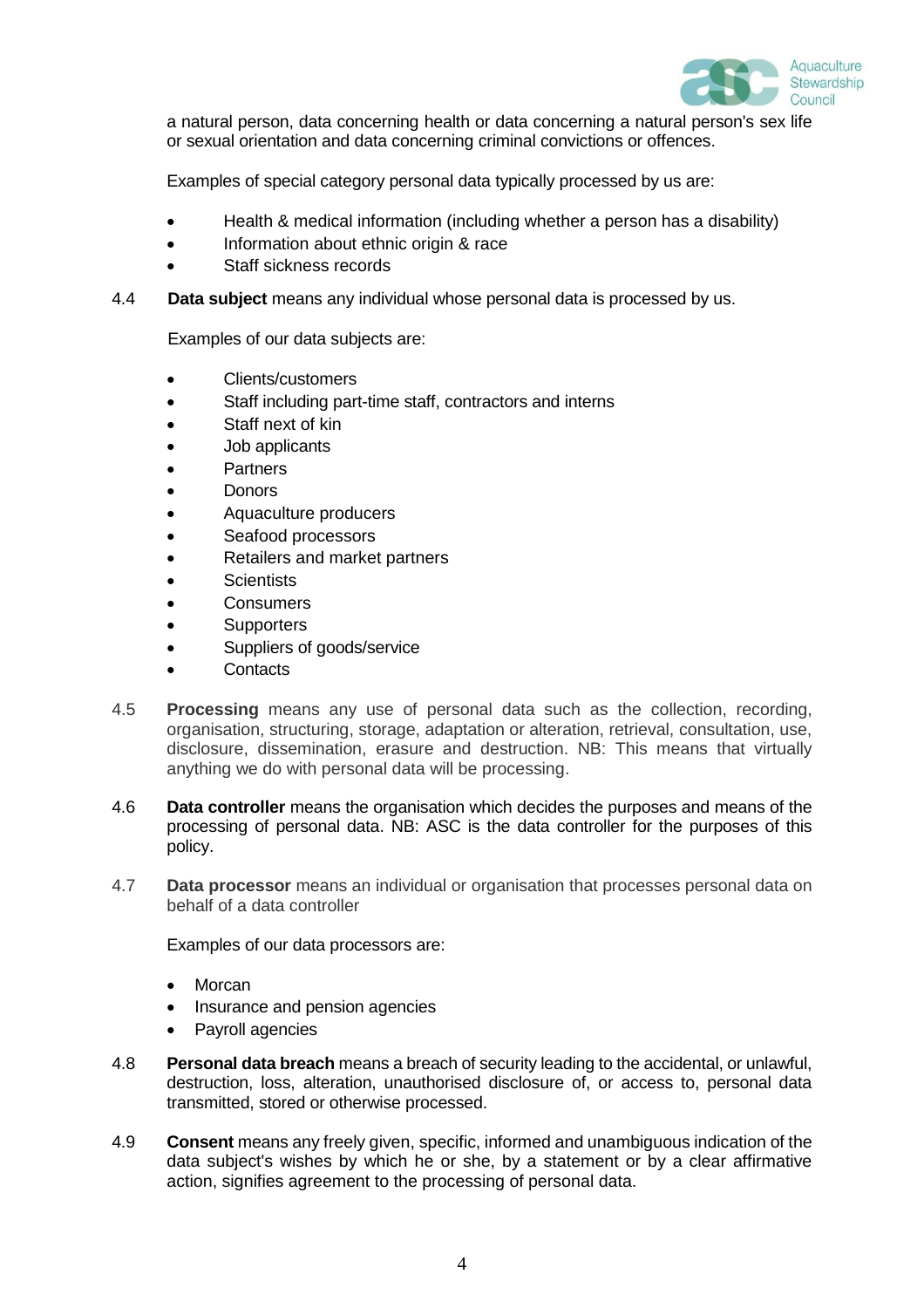a natural person, data concerning health or data concerning a natural person's sex life or sexual orientation and data concerning criminal convictions or offences.

Examples of special category personal data typically processed by us are:

- Health & medical information (including whether a person has a disability)
- Information about ethnic origin & race
- Staff sickness records

4.4 **Data subject** means any individual whose personal data is processed by us.

Examples of our data subjects are:

- Clients/customers
- Staff including part-time staff, contractors and interns
- Staff next of kin
- Job applicants
- Partners
- Donors
- Aquaculture producers
- Seafood processors
- Retailers and market partners
- Scientists
- Consumers
- Supporters
- Suppliers of goods/service
- Contacts

4.5 **Processing** means any use of personal data such as the collection, recording, organisation, structuring, storage, adaptation or alteration, retrieval, consultation, use, disclosure, dissemination, erasure and destruction. NB: This means that virtually anything we do with personal data will be processing.

4.6 **Data controller** means the organisation which decides the purposes and means of the processing of personal data. NB: ASC is the data controller for the purposes of this policy.

4.7 **Data processor** means an individual or organisation that processes personal data on behalf of a data controller

Examples of our data processors are:

- Morcan
- Insurance and pension agencies
- Payroll agencies

4.8 **Personal data breach** means a breach of security leading to the accidental, or unlawful, destruction, loss, alteration, unauthorised disclosure of, or access to, personal data transmitted, stored or otherwise processed.

4.9 **Consent** means any freely given, specific, informed and unambiguous indication of the data subject's wishes by which he or she, by a statement or by a clear affirmative action, signifies agreement to the processing of personal data.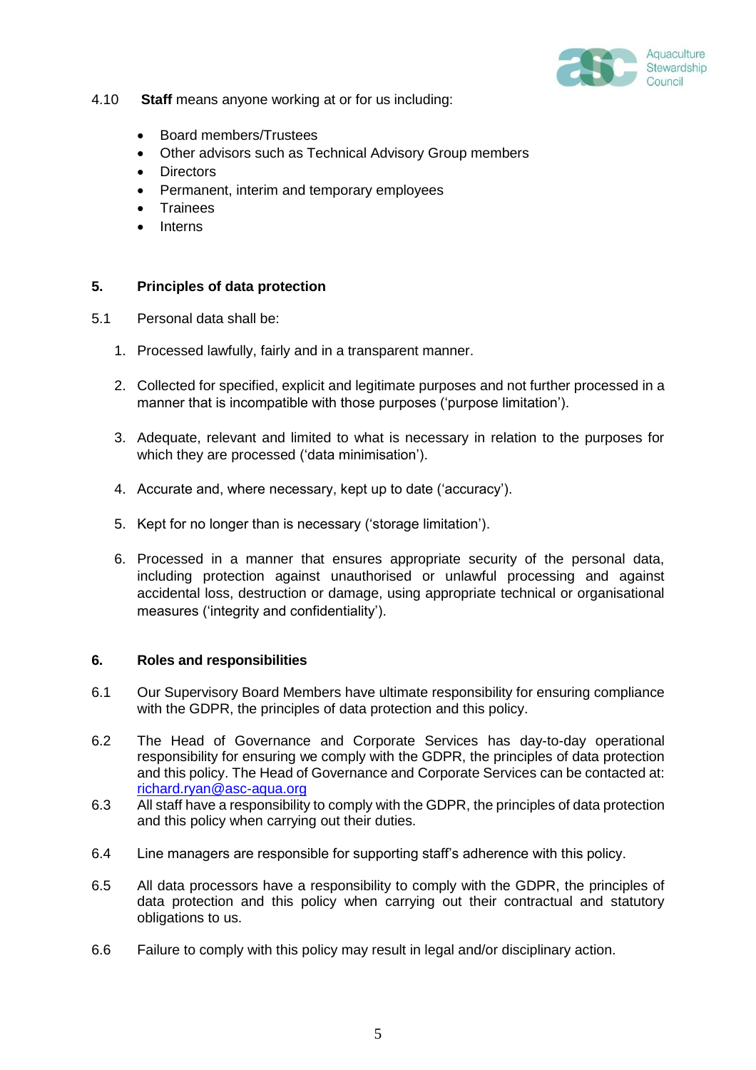4.10 **Staff** means anyone working at or for us including:

- Board members/Trustees
- Other advisors such as Technical Advisory Group members
- Directors
- Permanent, interim and temporary employees
- Trainees
- Interns

## 5. Principles of data protection

5.1 Personal data shall be:

1. Processed lawfully, fairly and in a transparent manner.
2. Collected for specified, explicit and legitimate purposes and not further processed in a manner that is incompatible with those purposes ('purpose limitation').
3. Adequate, relevant and limited to what is necessary in relation to the purposes for which they are processed ('data minimisation').
4. Accurate and, where necessary, kept up to date ('accuracy').
5. Kept for no longer than is necessary ('storage limitation').
6. Processed in a manner that ensures appropriate security of the personal data, including protection against unauthorised or unlawful processing and against accidental loss, destruction or damage, using appropriate technical or organisational measures ('integrity and confidentiality').

## 6. Roles and responsibilities

6.1 Our Supervisory Board Members have ultimate responsibility for ensuring compliance with the GDPR, the principles of data protection and this policy.

6.2 The Head of Governance and Corporate Services has day-to-day operational responsibility for ensuring we comply with the GDPR, the principles of data protection and this policy. The Head of Governance and Corporate Services can be contacted at: richard.ryan@asc-aqua.org

6.3 All staff have a responsibility to comply with the GDPR, the principles of data protection and this policy when carrying out their duties.

6.4 Line managers are responsible for supporting staff's adherence with this policy.

6.5 All data processors have a responsibility to comply with the GDPR, the principles of data protection and this policy when carrying out their contractual and statutory obligations to us.

6.6 Failure to comply with this policy may result in legal and/or disciplinary action.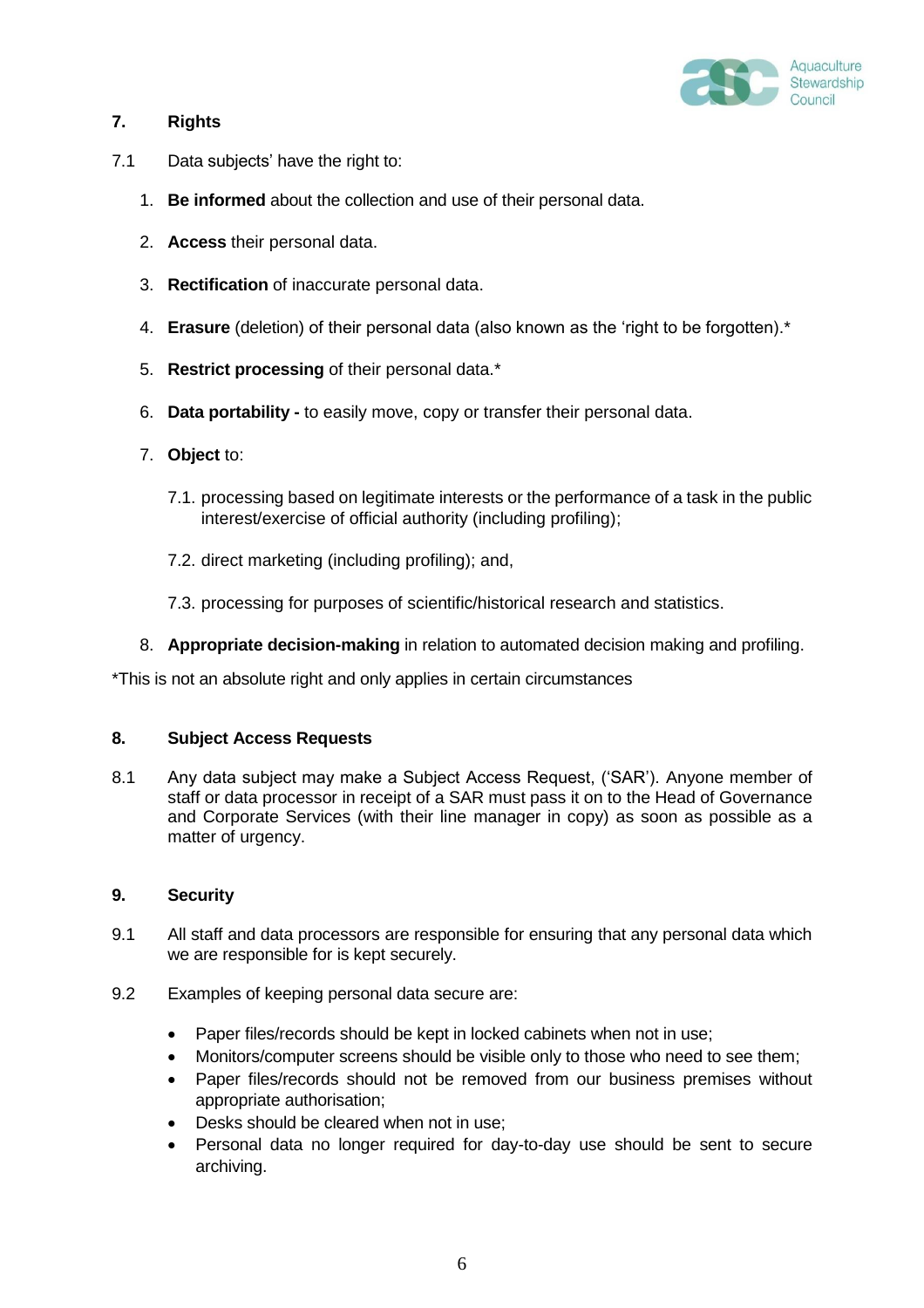## 7. Rights

7.1 Data subjects' have the right to:

1. **Be informed** about the collection and use of their personal data.
2. **Access** their personal data.
3. **Rectification** of inaccurate personal data.
4. **Erasure** (deletion) of their personal data (also known as the 'right to be forgotten).*
5. **Restrict processing** of their personal data.*
6. **Data portability -** to easily move, copy or transfer their personal data.
7. **Object** to:

   7.1. processing based on legitimate interests or the performance of a task in the public interest/exercise of official authority (including profiling);

   7.2. direct marketing (including profiling); and,

   7.3. processing for purposes of scientific/historical research and statistics.

8. **Appropriate decision-making** in relation to automated decision making and profiling.

*This is not an absolute right and only applies in certain circumstances

## 8. Subject Access Requests

8.1 Any data subject may make a Subject Access Request, ('SAR'). Anyone member of staff or data processor in receipt of a SAR must pass it on to the Head of Governance and Corporate Services (with their line manager in copy) as soon as possible as a matter of urgency.

## 9. Security

9.1 All staff and data processors are responsible for ensuring that any personal data which we are responsible for is kept securely.

9.2 Examples of keeping personal data secure are:

- Paper files/records should be kept in locked cabinets when not in use;
- Monitors/computer screens should be visible only to those who need to see them;
- Paper files/records should not be removed from our business premises without appropriate authorisation;
- Desks should be cleared when not in use;
- Personal data no longer required for day-to-day use should be sent to secure archiving.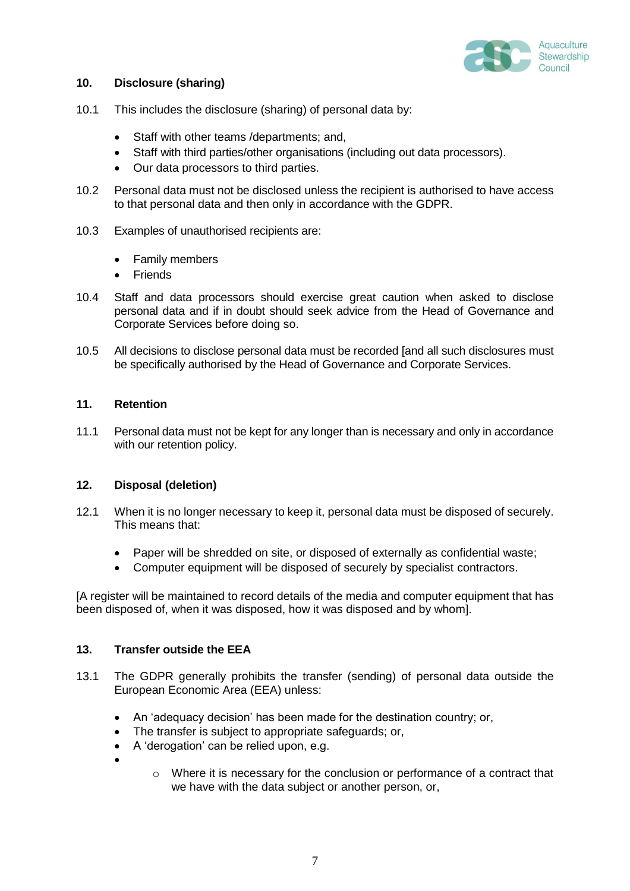## 10. Disclosure (sharing)

10.1 This includes the disclosure (sharing) of personal data by:

- Staff with other teams /departments; and,
- Staff with third parties/other organisations (including out data processors).
- Our data processors to third parties.

10.2 Personal data must not be disclosed unless the recipient is authorised to have access to that personal data and then only in accordance with the GDPR.

10.3 Examples of unauthorised recipients are:

- Family members
- Friends

10.4 Staff and data processors should exercise great caution when asked to disclose personal data and if in doubt should seek advice from the Head of Governance and Corporate Services before doing so.

10.5 All decisions to disclose personal data must be recorded [and all such disclosures must be specifically authorised by the Head of Governance and Corporate Services.

## 11. Retention

11.1 Personal data must not be kept for any longer than is necessary and only in accordance with our retention policy.

## 12. Disposal (deletion)

12.1 When it is no longer necessary to keep it, personal data must be disposed of securely. This means that:

- Paper will be shredded on site, or disposed of externally as confidential waste;
- Computer equipment will be disposed of securely by specialist contractors.

[A register will be maintained to record details of the media and computer equipment that has been disposed of, when it was disposed, how it was disposed and by whom].

## 13. Transfer outside the EEA

13.1 The GDPR generally prohibits the transfer (sending) of personal data outside the European Economic Area (EEA) unless:

- An 'adequacy decision' has been made for the destination country; or,
- The transfer is subject to appropriate safeguards; or,
- A 'derogation' can be relied upon, e.g.
- 
    - Where it is necessary for the conclusion or performance of a contract that we have with the data subject or another person, or,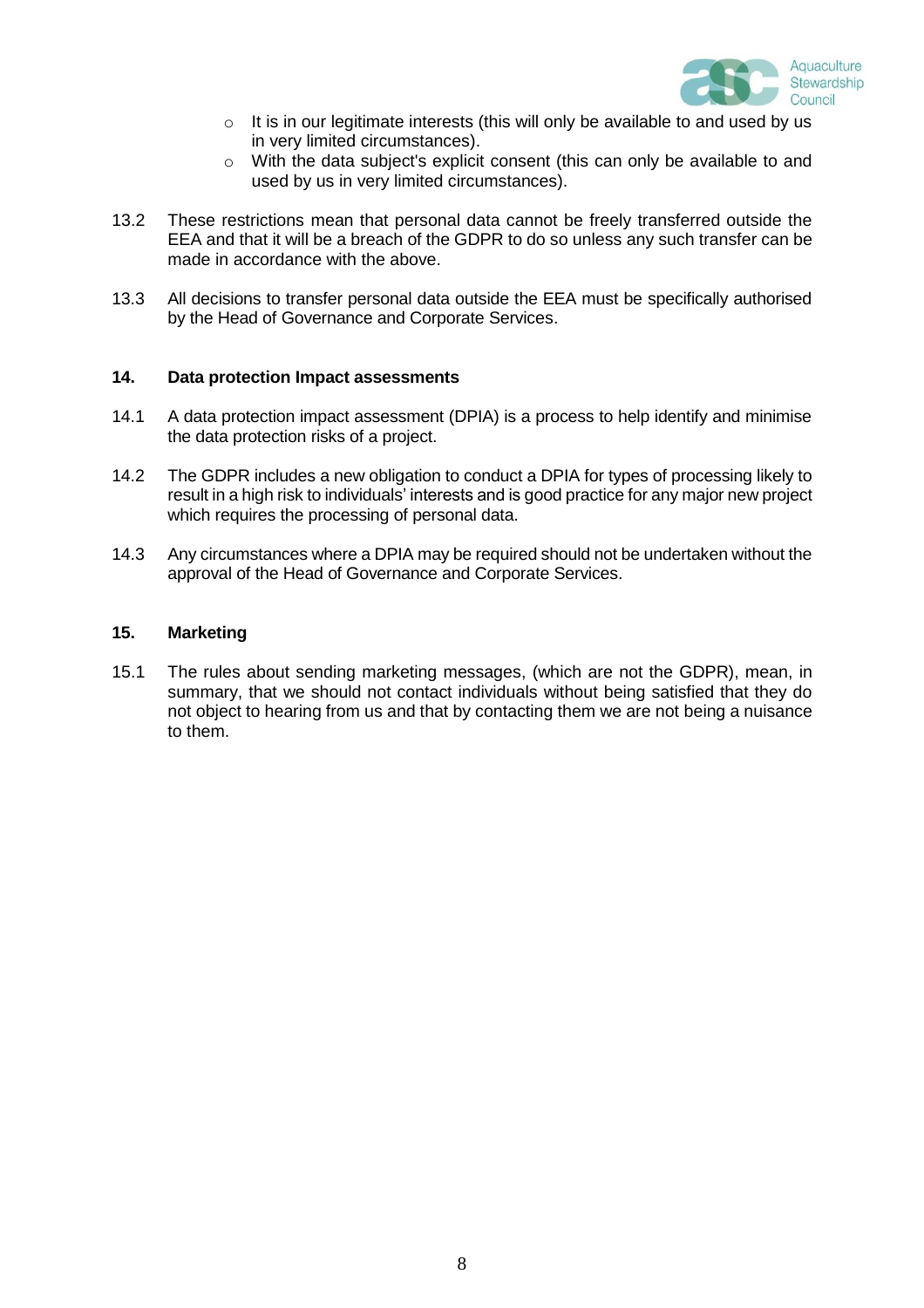- It is in our legitimate interests (this will only be available to and used by us in very limited circumstances).
- With the data subject's explicit consent (this can only be available to and used by us in very limited circumstances).

13.2 These restrictions mean that personal data cannot be freely transferred outside the EEA and that it will be a breach of the GDPR to do so unless any such transfer can be made in accordance with the above.

13.3 All decisions to transfer personal data outside the EEA must be specifically authorised by the Head of Governance and Corporate Services.

## 14. Data protection Impact assessments

14.1 A data protection impact assessment (DPIA) is a process to help identify and minimise the data protection risks of a project.

14.2 The GDPR includes a new obligation to conduct a DPIA for types of processing likely to result in a high risk to individuals' interests and is good practice for any major new project which requires the processing of personal data.

14.3 Any circumstances where a DPIA may be required should not be undertaken without the approval of the Head of Governance and Corporate Services.

## 15. Marketing

15.1 The rules about sending marketing messages, (which are not the GDPR), mean, in summary, that we should not contact individuals without being satisfied that they do not object to hearing from us and that by contacting them we are not being a nuisance to them.